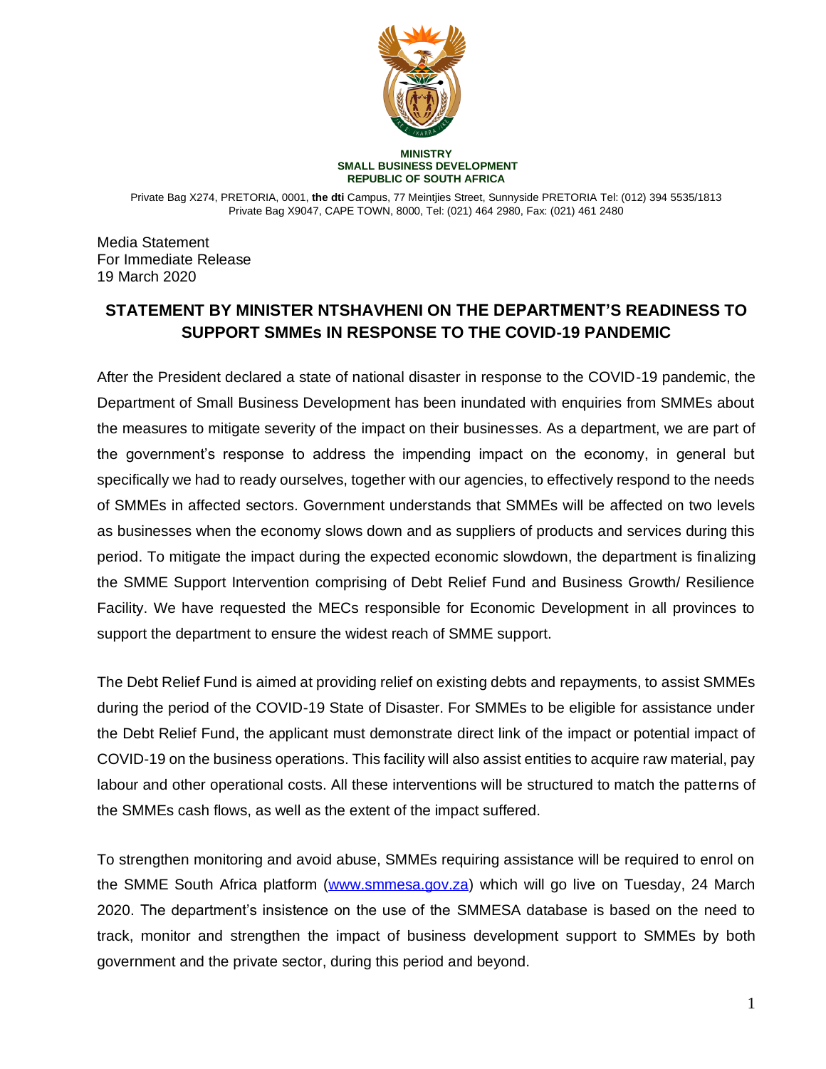**MINISTRY**
**SMALL BUSINESS DEVELOPMENT**
**REPUBLIC OF SOUTH AFRICA**

Private Bag X274, PRETORIA, 0001, **the dti** Campus, 77 Meintjies Street, Sunnyside PRETORIA Tel: (012) 394 5535/1813
Private Bag X9047, CAPE TOWN, 8000, Tel: (021) 464 2980, Fax: (021) 461 2480

Media Statement
For Immediate Release
19 March 2020

# STATEMENT BY MINISTER NTSHAVHENI ON THE DEPARTMENT'S READINESS TO SUPPORT SMMEs IN RESPONSE TO THE COVID-19 PANDEMIC

After the President declared a state of national disaster in response to the COVID-19 pandemic, the Department of Small Business Development has been inundated with enquiries from SMMEs about the measures to mitigate severity of the impact on their businesses. As a department, we are part of the government's response to address the impending impact on the economy, in general but specifically we had to ready ourselves, together with our agencies, to effectively respond to the needs of SMMEs in affected sectors. Government understands that SMMEs will be affected on two levels as businesses when the economy slows down and as suppliers of products and services during this period. To mitigate the impact during the expected economic slowdown, the department is finalizing the SMME Support Intervention comprising of Debt Relief Fund and Business Growth/ Resilience Facility. We have requested the MECs responsible for Economic Development in all provinces to support the department to ensure the widest reach of SMME support.

The Debt Relief Fund is aimed at providing relief on existing debts and repayments, to assist SMMEs during the period of the COVID-19 State of Disaster. For SMMEs to be eligible for assistance under the Debt Relief Fund, the applicant must demonstrate direct link of the impact or potential impact of COVID-19 on the business operations. This facility will also assist entities to acquire raw material, pay labour and other operational costs. All these interventions will be structured to match the patterns of the SMMEs cash flows, as well as the extent of the impact suffered.

To strengthen monitoring and avoid abuse, SMMEs requiring assistance will be required to enrol on the SMME South Africa platform ([www.smmesa.gov.za](http://www.smmesa.gov.za)) which will go live on Tuesday, 24 March 2020. The department's insistence on the use of the SMMESA database is based on the need to track, monitor and strengthen the impact of business development support to SMMEs by both government and the private sector, during this period and beyond.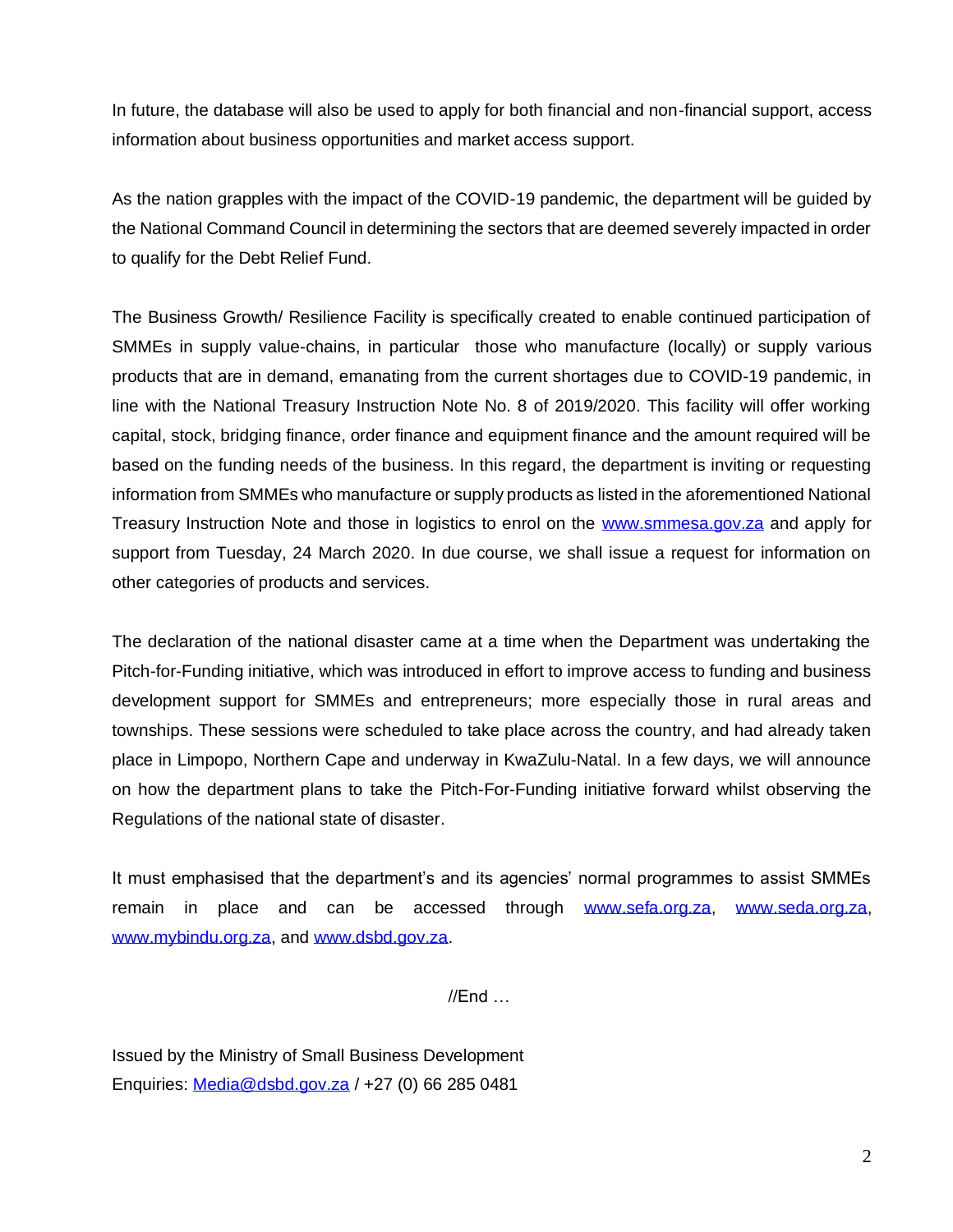In future, the database will also be used to apply for both financial and non-financial support, access information about business opportunities and market access support.

As the nation grapples with the impact of the COVID-19 pandemic, the department will be guided by the National Command Council in determining the sectors that are deemed severely impacted in order to qualify for the Debt Relief Fund.

The Business Growth/ Resilience Facility is specifically created to enable continued participation of SMMEs in supply value-chains, in particular those who manufacture (locally) or supply various products that are in demand, emanating from the current shortages due to COVID-19 pandemic, in line with the National Treasury Instruction Note No. 8 of 2019/2020. This facility will offer working capital, stock, bridging finance, order finance and equipment finance and the amount required will be based on the funding needs of the business. In this regard, the department is inviting or requesting information from SMMEs who manufacture or supply products as listed in the aforementioned National Treasury Instruction Note and those in logistics to enrol on the [www.smmesa.gov.za](www.smmesa.gov.za) and apply for support from Tuesday, 24 March 2020. In due course, we shall issue a request for information on other categories of products and services.

The declaration of the national disaster came at a time when the Department was undertaking the Pitch-for-Funding initiative, which was introduced in effort to improve access to funding and business development support for SMMEs and entrepreneurs; more especially those in rural areas and townships. These sessions were scheduled to take place across the country, and had already taken place in Limpopo, Northern Cape and underway in KwaZulu-Natal. In a few days, we will announce on how the department plans to take the Pitch-For-Funding initiative forward whilst observing the Regulations of the national state of disaster.

It must emphasised that the department's and its agencies' normal programmes to assist SMMEs remain in place and can be accessed through [www.sefa.org.za](www.sefa.org.za), [www.seda.org.za](www.seda.org.za), [www.mybindu.org.za](www.mybindu.org.za), and [www.dsbd.gov.za](www.dsbd.gov.za).

//End …

Issued by the Ministry of Small Business Development
Enquiries: [Media@dsbd.gov.za](mailto:Media@dsbd.gov.za) / +27 (0) 66 285 0481